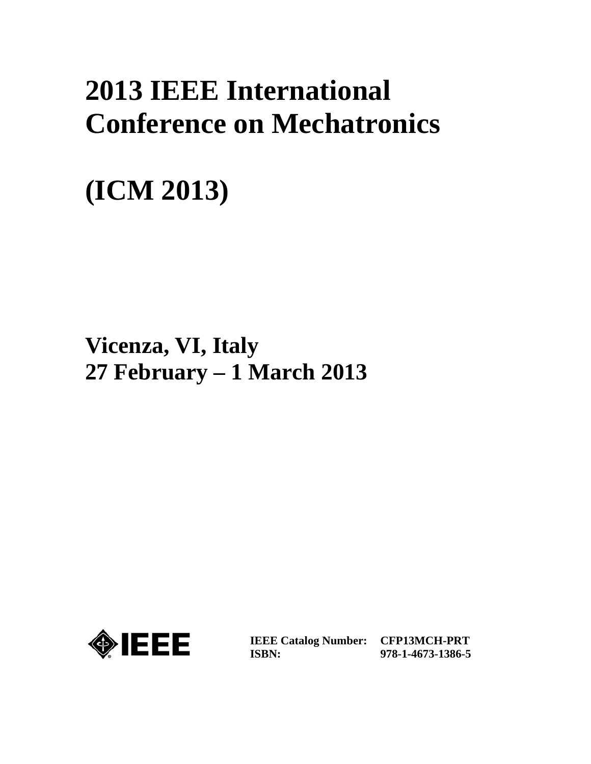# 2013 IEEE International Conference on Mechatronics

# (ICM 2013)

## Vicenza, VI, Italy
## 27 February – 1 March 2013

IEEE

| | |
|---|---|
| **IEEE Catalog Number:** | **CFP13MCH-PRT** |
| **ISBN:** | **978-1-4673-1386-5** |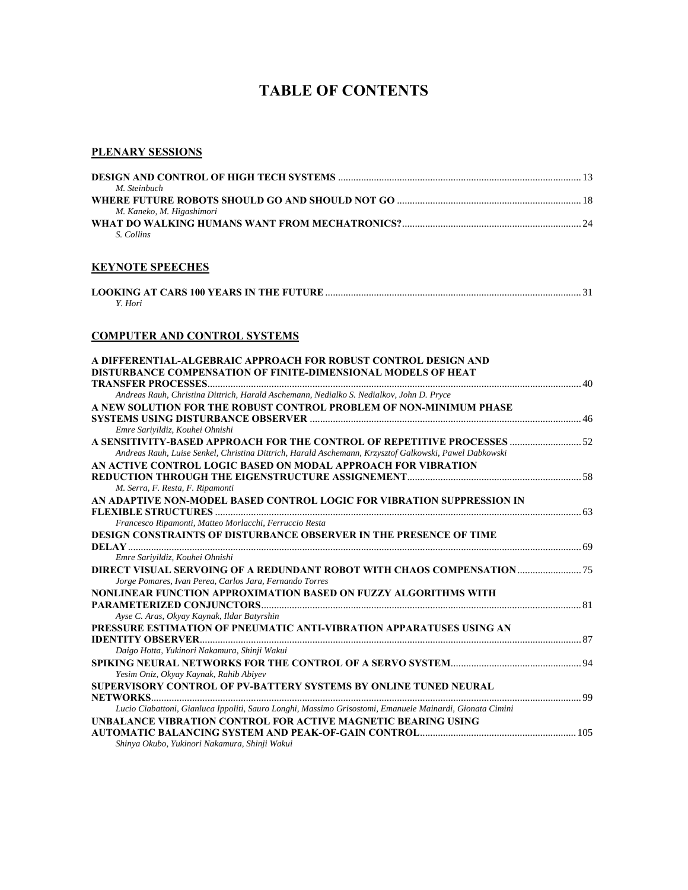# TABLE OF CONTENTS

## PLENARY SESSIONS

**DESIGN AND CONTROL OF HIGH TECH SYSTEMS** ............................................................................................ 13
*M. Steinbuch*

**WHERE FUTURE ROBOTS SHOULD GO AND SHOULD NOT GO** ..................................................................... 18
*M. Kaneko, M. Higashimori*

**WHAT DO WALKING HUMANS WANT FROM MECHATRONICS?** .................................................................... 24
*S. Collins*

## KEYNOTE SPEECHES

**LOOKING AT CARS 100 YEARS IN THE FUTURE** ................................................................................................. 31
*Y. Hori*

## COMPUTER AND CONTROL SYSTEMS

**A DIFFERENTIAL-ALGEBRAIC APPROACH FOR ROBUST CONTROL DESIGN AND DISTURBANCE COMPENSATION OF FINITE-DIMENSIONAL MODELS OF HEAT TRANSFER PROCESSES** ................................................................................................................................ 40
*Andreas Rauh, Christina Dittrich, Harald Aschemann, Nedialko S. Nedialkov, John D. Pryce*

**A NEW SOLUTION FOR THE ROBUST CONTROL PROBLEM OF NON-MINIMUM PHASE SYSTEMS USING DISTURBANCE OBSERVER** ....................................................................................................... 46
*Emre Sariyildiz, Kouhei Ohnishi*

**A SENSITIVITY-BASED APPROACH FOR THE CONTROL OF REPETITIVE PROCESSES** ........................... 52
*Andreas Rauh, Luise Senkel, Christina Dittrich, Harald Aschemann, Krzysztof Galkowski, Pawel Dabkowski*

**AN ACTIVE CONTROL LOGIC BASED ON MODAL APPROACH FOR VIBRATION REDUCTION THROUGH THE EIGENSTRUCTURE ASSIGNEMENT** .................................................................. 58
*M. Serra, F. Resta, F. Ripamonti*

**AN ADAPTIVE NON-MODEL BASED CONTROL LOGIC FOR VIBRATION SUPPRESSION IN FLEXIBLE STRUCTURES** ............................................................................................................................................ 63
*Francesco Ripamonti, Matteo Morlacchi, Ferruccio Resta*

**DESIGN CONSTRAINTS OF DISTURBANCE OBSERVER IN THE PRESENCE OF TIME DELAY** .............................................................................................................................................................. 69
*Emre Sariyildiz, Kouhei Ohnishi*

**DIRECT VISUAL SERVOING OF A REDUNDANT ROBOT WITH CHAOS COMPENSATION** ......................... 75
*Jorge Pomares, Ivan Perea, Carlos Jara, Fernando Torres*

**NONLINEAR FUNCTION APPROXIMATION BASED ON FUZZY ALGORITHMS WITH PARAMETERIZED CONJUNCTORS** .......................................................................................................................... 81
*Ayse C. Aras, Okyay Kaynak, Ildar Batyrshin*

**PRESSURE ESTIMATION OF PNEUMATIC ANTI-VIBRATION APPARATUSES USING AN IDENTITY OBSERVER** .................................................................................................................................................. 87
*Daigo Hotta, Yukinori Nakamura, Shinji Wakui*

**SPIKING NEURAL NETWORKS FOR THE CONTROL OF A SERVO SYSTEM** .................................................. 94
*Yesim Oniz, Okyay Kaynak, Rahib Abiyev*

**SUPERVISORY CONTROL OF PV-BATTERY SYSTEMS BY ONLINE TUNED NEURAL NETWORKS** ................................................................................................................................................... 99
*Lucio Ciabattoni, Gianluca Ippoliti, Sauro Longhi, Massimo Grisostomi, Emanuele Mainardi, Gionata Cimini*

**UNBALANCE VIBRATION CONTROL FOR ACTIVE MAGNETIC BEARING USING AUTOMATIC BALANCING SYSTEM AND PEAK-OF-GAIN CONTROL** ............................................................ 105
*Shinya Okubo, Yukinori Nakamura, Shinji Wakui*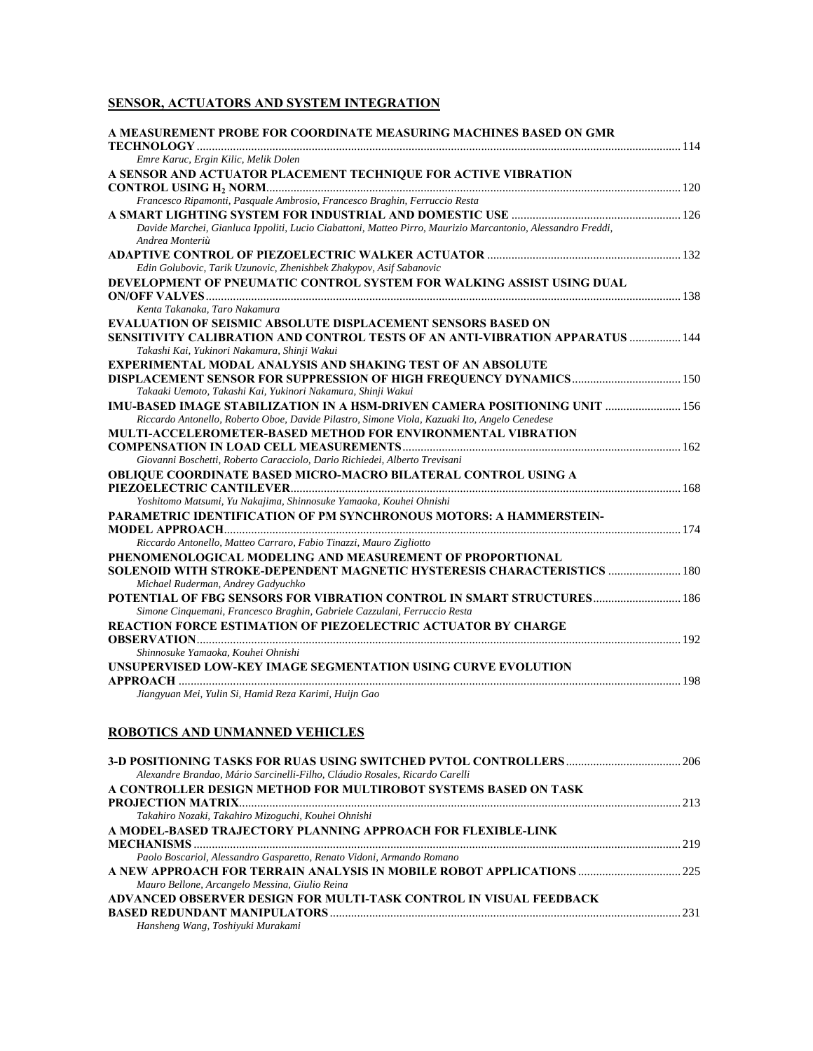## SENSOR, ACTUATORS AND SYSTEM INTEGRATION

**A MEASUREMENT PROBE FOR COORDINATE MEASURING MACHINES BASED ON GMR TECHNOLOGY** ..... 114
*Emre Karuc, Ergin Kilic, Melik Dolen*

**A SENSOR AND ACTUATOR PLACEMENT TECHNIQUE FOR ACTIVE VIBRATION CONTROL USING $H_2$ NORM** ..... 120
*Francesco Ripamonti, Pasquale Ambrosio, Francesco Braghin, Ferruccio Resta*

**A SMART LIGHTING SYSTEM FOR INDUSTRIAL AND DOMESTIC USE** ..... 126
*Davide Marchei, Gianluca Ippoliti, Lucio Ciabattoni, Matteo Pirro, Maurizio Marcantonio, Alessandro Freddi, Andrea Monteriù*

**ADAPTIVE CONTROL OF PIEZOELECTRIC WALKER ACTUATOR** ..... 132
*Edin Golubovic, Tarik Uzunovic, Zhenishbek Zhakypov, Asif Sabanovic*

**DEVELOPMENT OF PNEUMATIC CONTROL SYSTEM FOR WALKING ASSIST USING DUAL ON/OFF VALVES** ..... 138
*Kenta Takanaka, Taro Nakamura*

**EVALUATION OF SEISMIC ABSOLUTE DISPLACEMENT SENSORS BASED ON SENSITIVITY CALIBRATION AND CONTROL TESTS OF AN ANTI-VIBRATION APPARATUS** ..... 144
*Takashi Kai, Yukinori Nakamura, Shinji Wakui*

**EXPERIMENTAL MODAL ANALYSIS AND SHAKING TEST OF AN ABSOLUTE DISPLACEMENT SENSOR FOR SUPPRESSION OF HIGH FREQUENCY DYNAMICS** ..... 150
*Takaaki Uemoto, Takashi Kai, Yukinori Nakamura, Shinji Wakui*

**IMU-BASED IMAGE STABILIZATION IN A HSM-DRIVEN CAMERA POSITIONING UNIT** ..... 156
*Riccardo Antonello, Roberto Oboe, Davide Pilastro, Simone Viola, Kazuaki Ito, Angelo Cenedese*

**MULTI-ACCELEROMETER-BASED METHOD FOR ENVIRONMENTAL VIBRATION COMPENSATION IN LOAD CELL MEASUREMENTS** ..... 162
*Giovanni Boschetti, Roberto Caracciolo, Dario Richiedei, Alberto Trevisani*

**OBLIQUE COORDINATE BASED MICRO-MACRO BILATERAL CONTROL USING A PIEZOELECTRIC CANTILEVER** ..... 168
*Yoshitomo Matsumi, Yu Nakajima, Shinnosuke Yamaoka, Kouhei Ohnishi*

**PARAMETRIC IDENTIFICATION OF PM SYNCHRONOUS MOTORS: A HAMMERSTEIN-MODEL APPROACH** ..... 174
*Riccardo Antonello, Matteo Carraro, Fabio Tinazzi, Mauro Zigliotto*

**PHENOMENOLOGICAL MODELING AND MEASUREMENT OF PROPORTIONAL SOLENOID WITH STROKE-DEPENDENT MAGNETIC HYSTERESIS CHARACTERISTICS** ..... 180
*Michael Ruderman, Andrey Gadyuchko*

**POTENTIAL OF FBG SENSORS FOR VIBRATION CONTROL IN SMART STRUCTURES** ..... 186
*Simone Cinquemani, Francesco Braghin, Gabriele Cazzulani, Ferruccio Resta*

**REACTION FORCE ESTIMATION OF PIEZOELECTRIC ACTUATOR BY CHARGE OBSERVATION** ..... 192
*Shinnosuke Yamaoka, Kouhei Ohnishi*

**UNSUPERVISED LOW-KEY IMAGE SEGMENTATION USING CURVE EVOLUTION APPROACH** ..... 198
*Jiangyuan Mei, Yulin Si, Hamid Reza Karimi, Huijn Gao*

## ROBOTICS AND UNMANNED VEHICLES

**3-D POSITIONING TASKS FOR RUAS USING SWITCHED PVTOL CONTROLLERS** ..... 206
*Alexandre Brandao, Mário Sarcinelli-Filho, Cláudio Rosales, Ricardo Carelli*

**A CONTROLLER DESIGN METHOD FOR MULTIROBOT SYSTEMS BASED ON TASK PROJECTION MATRIX** ..... 213
*Takahiro Nozaki, Takahiro Mizoguchi, Kouhei Ohnishi*

**A MODEL-BASED TRAJECTORY PLANNING APPROACH FOR FLEXIBLE-LINK MECHANISMS** ..... 219
*Paolo Boscariol, Alessandro Gasparetto, Renato Vidoni, Armando Romano*

**A NEW APPROACH FOR TERRAIN ANALYSIS IN MOBILE ROBOT APPLICATIONS** ..... 225
*Mauro Bellone, Arcangelo Messina, Giulio Reina*

**ADVANCED OBSERVER DESIGN FOR MULTI-TASK CONTROL IN VISUAL FEEDBACK BASED REDUNDANT MANIPULATORS** ..... 231
*Hansheng Wang, Toshiyuki Murakami*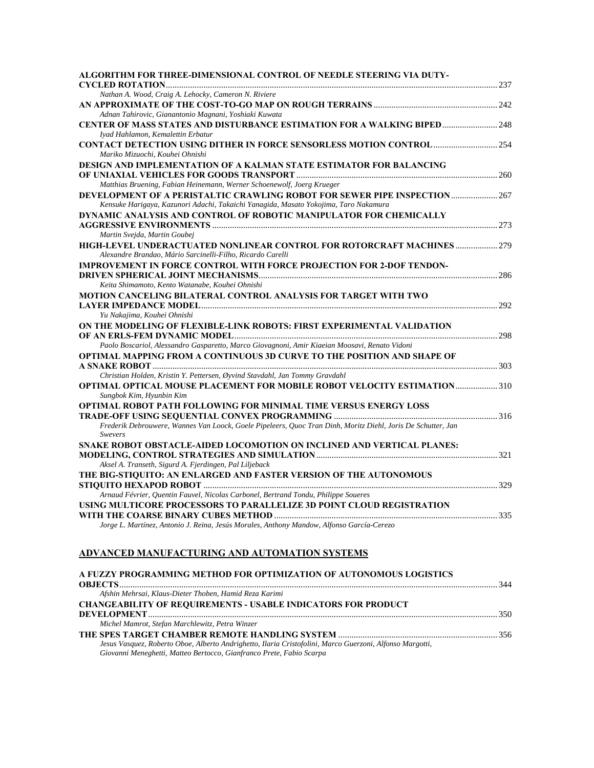**ALGORITHM FOR THREE-DIMENSIONAL CONTROL OF NEEDLE STEERING VIA DUTY-CYCLED ROTATION** .......... 237
*Nathan A. Wood, Craig A. Lehocky, Cameron N. Riviere*

**AN APPROXIMATE OF THE COST-TO-GO MAP ON ROUGH TERRAINS** .......... 242
*Adnan Tahirovic, Gianantonio Magnani, Yoshiaki Kuwata*

**CENTER OF MASS STATES AND DISTURBANCE ESTIMATION FOR A WALKING BIPED** .......... 248
*Iyad Hahlamon, Kemalettin Erbatur*

**CONTACT DETECTION USING DITHER IN FORCE SENSORLESS MOTION CONTROL** .......... 254
*Mariko Mizuochi, Kouhei Ohnishi*

**DESIGN AND IMPLEMENTATION OF A KALMAN STATE ESTIMATOR FOR BALANCING OF UNIAXIAL VEHICLES FOR GOODS TRANSPORT** .......... 260
*Matthias Bruening, Fabian Heinemann, Werner Schoenewolf, Joerg Krueger*

**DEVELOPMENT OF A PERISTALTIC CRAWLING ROBOT FOR SEWER PIPE INSPECTION** .......... 267
*Kensuke Harigaya, Kazunori Adachi, Takaichi Yanagida, Masato Yokojima, Taro Nakamura*

**DYNAMIC ANALYSIS AND CONTROL OF ROBOTIC MANIPULATOR FOR CHEMICALLY AGGRESSIVE ENVIRONMENTS** .......... 273
*Martin Svejda, Martin Goubej*

**HIGH-LEVEL UNDERACTUATED NONLINEAR CONTROL FOR ROTORCRAFT MACHINES** .......... 279
*Alexandre Brandao, Mário Sarcinelli-Filho, Ricardo Carelli*

**IMPROVEMENT IN FORCE CONTROL WITH FORCE PROJECTION FOR 2-DOF TENDON-DRIVEN SPHERICAL JOINT MECHANISMS** .......... 286
*Keita Shimamoto, Kento Watanabe, Kouhei Ohnishi*

**MOTION CANCELING BILATERAL CONTROL ANALYSIS FOR TARGET WITH TWO LAYER IMPEDANCE MODEL** .......... 292
*Yu Nakajima, Kouhei Ohnishi*

**ON THE MODELING OF FLEXIBLE-LINK ROBOTS: FIRST EXPERIMENTAL VALIDATION OF AN ERLS-FEM DYNAMIC MODEL** .......... 298
*Paolo Boscariol, Alessandro Gasparetto, Marco Giovagnoni, Amir Kiaeian Moosavi, Renato Vidoni*

**OPTIMAL MAPPING FROM A CONTINUOUS 3D CURVE TO THE POSITION AND SHAPE OF A SNAKE ROBOT** .......... 303
*Christian Holden, Kristin Y. Pettersen, Øyvind Stavdahl, Jan Tommy Gravdahl*

**OPTIMAL OPTICAL MOUSE PLACEMENT FOR MOBILE ROBOT VELOCITY ESTIMATION** .......... 310
*Sungbok Kim, Hyunbin Kim*

**OPTIMAL ROBOT PATH FOLLOWING FOR MINIMAL TIME VERSUS ENERGY LOSS TRADE-OFF USING SEQUENTIAL CONVEX PROGRAMMING** .......... 316
*Frederik Debrouwere, Wannes Van Loock, Goele Pipeleers, Quoc Tran Dinh, Moritz Diehl, Joris De Schutter, Jan Swevers*

**SNAKE ROBOT OBSTACLE-AIDED LOCOMOTION ON INCLINED AND VERTICAL PLANES: MODELING, CONTROL STRATEGIES AND SIMULATION** .......... 321
*Aksel A. Transeth, Sigurd A. Fjerdingen, Pal Liljeback*

**THE BIG-STIQUITO: AN ENLARGED AND FASTER VERSION OF THE AUTONOMOUS STIQUITO HEXAPOD ROBOT** .......... 329
*Arnaud Février, Quentin Fauvel, Nicolas Carbonel, Bertrand Tondu, Philippe Soueres*

**USING MULTICORE PROCESSORS TO PARALLELIZE 3D POINT CLOUD REGISTRATION WITH THE COARSE BINARY CUBES METHOD** .......... 335
*Jorge L. Martínez, Antonio J. Reina, Jesús Morales, Anthony Mandow, Alfonso García-Cerezo*

## ADVANCED MANUFACTURING AND AUTOMATION SYSTEMS

**A FUZZY PROGRAMMING METHOD FOR OPTIMIZATION OF AUTONOMOUS LOGISTICS OBJECTS** .......... 344
*Afshin Mehrsai, Klaus-Dieter Thoben, Hamid Reza Karimi*

**CHANGEABILITY OF REQUIREMENTS - USABLE INDICATORS FOR PRODUCT DEVELOPMENT** .......... 350
*Michel Mamrot, Stefan Marchlewitz, Petra Winzer*

**THE SPES TARGET CHAMBER REMOTE HANDLING SYSTEM** .......... 356
*Jesus Vasquez, Roberto Oboe, Alberto Andrighetto, Ilaria Cristofolini, Marco Guerzoni, Alfonso Margotti, Giovanni Meneghetti, Matteo Bertocco, Gianfranco Prete, Fabio Scarpa*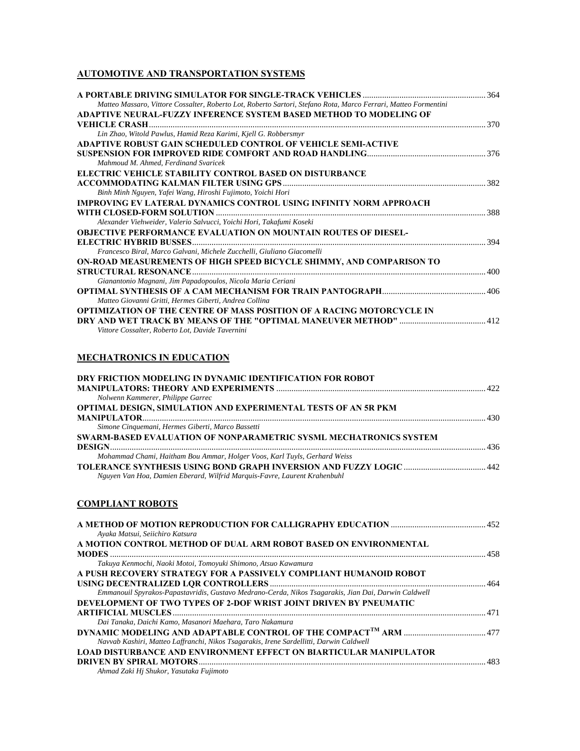## AUTOMOTIVE AND TRANSPORTATION SYSTEMS

**A PORTABLE DRIVING SIMULATOR FOR SINGLE-TRACK VEHICLES** ........ 364
*Matteo Massaro, Vittore Cossalter, Roberto Lot, Roberto Sartori, Stefano Rota, Marco Ferrari, Matteo Formentini*

**ADAPTIVE NEURAL-FUZZY INFERENCE SYSTEM BASED METHOD TO MODELING OF VEHICLE CRASH** ........ 370
*Lin Zhao, Witold Pawlus, Hamid Reza Karimi, Kjell G. Robbersmyr*

**ADAPTIVE ROBUST GAIN SCHEDULED CONTROL OF VEHICLE SEMI-ACTIVE SUSPENSION FOR IMPROVED RIDE COMFORT AND ROAD HANDLING** ........ 376
*Mahmoud M. Ahmed, Ferdinand Svaricek*

**ELECTRIC VEHICLE STABILITY CONTROL BASED ON DISTURBANCE ACCOMMODATING KALMAN FILTER USING GPS** ........ 382
*Binh Minh Nguyen, Yafei Wang, Hiroshi Fujimoto, Yoichi Hori*

**IMPROVING EV LATERAL DYNAMICS CONTROL USING INFINITY NORM APPROACH WITH CLOSED-FORM SOLUTION** ........ 388
*Alexander Viehweider, Valerio Salvucci, Yoichi Hori, Takafumi Koseki*

**OBJECTIVE PERFORMANCE EVALUATION ON MOUNTAIN ROUTES OF DIESEL-ELECTRIC HYBRID BUSSES** ........ 394
*Francesco Biral, Marco Galvani, Michele Zucchelli, Giuliano Giacomelli*

**ON-ROAD MEASUREMENTS OF HIGH SPEED BICYCLE SHIMMY, AND COMPARISON TO STRUCTURAL RESONANCE** ........ 400
*Gianantonio Magnani, Jim Papadopoulos, Nicola Maria Ceriani*

**OPTIMAL SYNTHESIS OF A CAM MECHANISM FOR TRAIN PANTOGRAPH** ........ 406
*Matteo Giovanni Gritti, Hermes Giberti, Andrea Collina*

**OPTIMIZATION OF THE CENTRE OF MASS POSITION OF A RACING MOTORCYCLE IN DRY AND WET TRACK BY MEANS OF THE "OPTIMAL MANEUVER METHOD"** ........ 412
*Vittore Cossalter, Roberto Lot, Davide Tavernini*

## MECHATRONICS IN EDUCATION

**DRY FRICTION MODELING IN DYNAMIC IDENTIFICATION FOR ROBOT MANIPULATORS: THEORY AND EXPERIMENTS** ........ 422
*Nolwenn Kammerer, Philippe Garrec*

**OPTIMAL DESIGN, SIMULATION AND EXPERIMENTAL TESTS OF AN 5R PKM MANIPULATOR** ........ 430
*Simone Cinquemani, Hermes Giberti, Marco Bassetti*

**SWARM-BASED EVALUATION OF NONPARAMETRIC SYSML MECHATRONICS SYSTEM DESIGN** ........ 436
*Mohammad Chami, Haitham Bou Ammar, Holger Voos, Karl Tuyls, Gerhard Weiss*

**TOLERANCE SYNTHESIS USING BOND GRAPH INVERSION AND FUZZY LOGIC** ........ 442
*Nguyen Van Hoa, Damien Eberard, Wilfrid Marquis-Favre, Laurent Krahenbuhl*

## COMPLIANT ROBOTS

**A METHOD OF MOTION REPRODUCTION FOR CALLIGRAPHY EDUCATION** ........ 452
*Ayaka Matsui, Seiichiro Katsura*

**A MOTION CONTROL METHOD OF DUAL ARM ROBOT BASED ON ENVIRONMENTAL MODES** ........ 458
*Takuya Kenmochi, Naoki Motoi, Tomoyuki Shimono, Atsuo Kawamura*

**A PUSH RECOVERY STRATEGY FOR A PASSIVELY COMPLIANT HUMANOID ROBOT USING DECENTRALIZED LQR CONTROLLERS** ........ 464
*Emmanouil Spyrakos-Papastavridis, Gustavo Medrano-Cerda, Nikos Tsagarakis, Jian Dai, Darwin Caldwell*

**DEVELOPMENT OF TWO TYPES OF 2-DOF WRIST JOINT DRIVEN BY PNEUMATIC ARTIFICIAL MUSCLES** ........ 471
*Dai Tanaka, Daichi Kamo, Masanori Maehara, Taro Nakamura*

**DYNAMIC MODELING AND ADAPTABLE CONTROL OF THE COMPACT™ ARM** ........ 477
*Navvab Kashiri, Matteo Laffranchi, Nikos Tsagarakis, Irene Sardellitti, Darwin Caldwell*

**LOAD DISTURBANCE AND ENVIRONMENT EFFECT ON BIARTICULAR MANIPULATOR DRIVEN BY SPIRAL MOTORS** ........ 483
*Ahmad Zaki Hj Shukor, Yasutaka Fujimoto*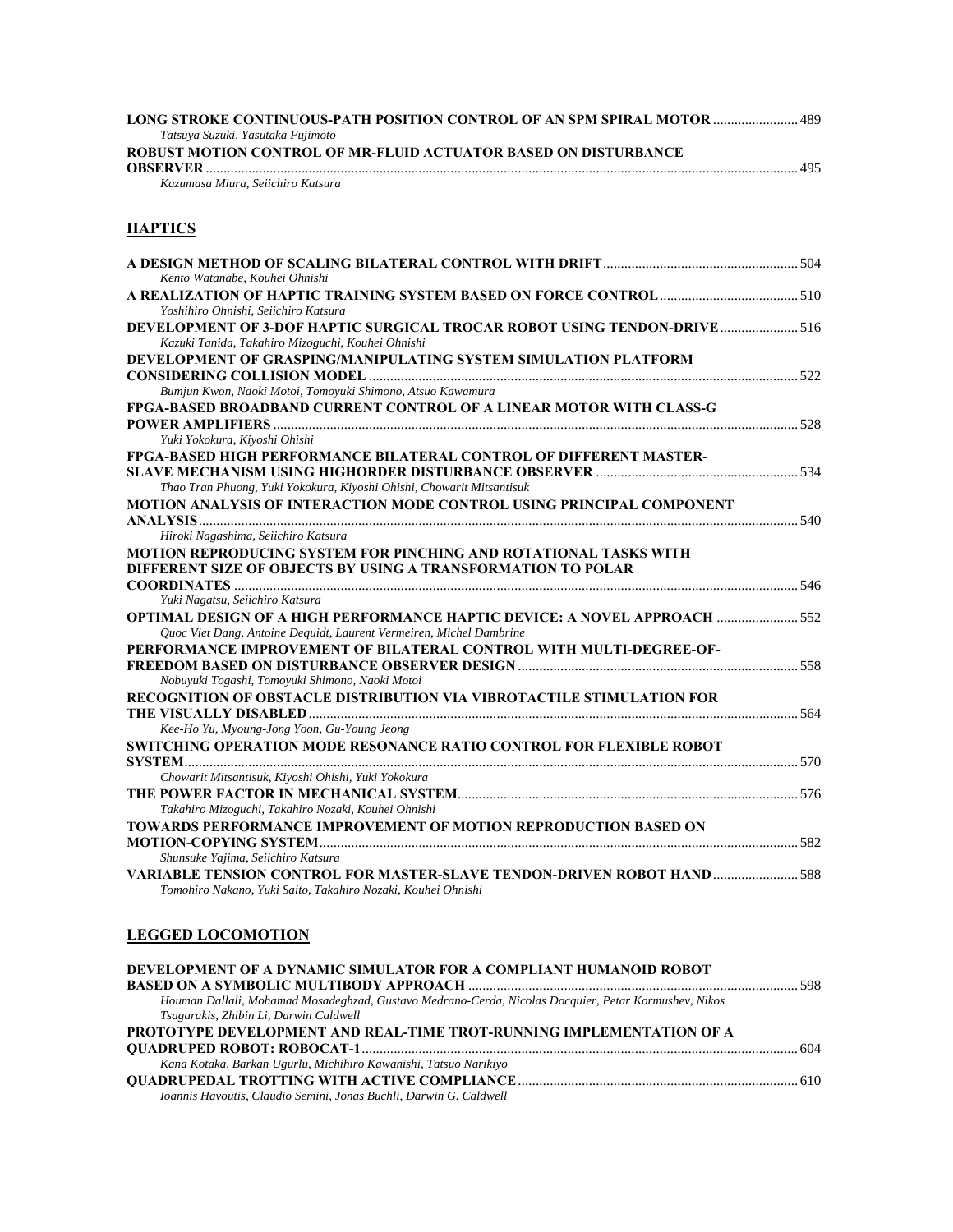**LONG STROKE CONTINUOUS-PATH POSITION CONTROL OF AN SPM SPIRAL MOTOR** ........................ 489
*Tatsuya Suzuki, Yasutaka Fujimoto*

**ROBUST MOTION CONTROL OF MR-FLUID ACTUATOR BASED ON DISTURBANCE OBSERVER** ........................ 495
*Kazumasa Miura, Seiichiro Katsura*

## HAPTICS

**A DESIGN METHOD OF SCALING BILATERAL CONTROL WITH DRIFT** ........................ 504
*Kento Watanabe, Kouhei Ohnishi*

**A REALIZATION OF HAPTIC TRAINING SYSTEM BASED ON FORCE CONTROL** ........................ 510
*Yoshihiro Ohnishi, Seiichiro Katsura*

**DEVELOPMENT OF 3-DOF HAPTIC SURGICAL TROCAR ROBOT USING TENDON-DRIVE** ........................ 516
*Kazuki Tanida, Takahiro Mizoguchi, Kouhei Ohnishi*

**DEVELOPMENT OF GRASPING/MANIPULATING SYSTEM SIMULATION PLATFORM CONSIDERING COLLISION MODEL** ........................ 522
*Bumjun Kwon, Naoki Motoi, Tomoyuki Shimono, Atsuo Kawamura*

**FPGA-BASED BROADBAND CURRENT CONTROL OF A LINEAR MOTOR WITH CLASS-G POWER AMPLIFIERS** ........................ 528
*Yuki Yokokura, Kiyoshi Ohishi*

**FPGA-BASED HIGH PERFORMANCE BILATERAL CONTROL OF DIFFERENT MASTER-SLAVE MECHANISM USING HIGHORDER DISTURBANCE OBSERVER** ........................ 534
*Thao Tran Phuong, Yuki Yokokura, Kiyoshi Ohishi, Chowarit Mitsantisuk*

**MOTION ANALYSIS OF INTERACTION MODE CONTROL USING PRINCIPAL COMPONENT ANALYSIS** ........................ 540
*Hiroki Nagashima, Seiichiro Katsura*

**MOTION REPRODUCING SYSTEM FOR PINCHING AND ROTATIONAL TASKS WITH DIFFERENT SIZE OF OBJECTS BY USING A TRANSFORMATION TO POLAR COORDINATES** ........................ 546
*Yuki Nagatsu, Seiichiro Katsura*

**OPTIMAL DESIGN OF A HIGH PERFORMANCE HAPTIC DEVICE: A NOVEL APPROACH** ........................ 552
*Quoc Viet Dang, Antoine Dequidt, Laurent Vermeiren, Michel Dambrine*

**PERFORMANCE IMPROVEMENT OF BILATERAL CONTROL WITH MULTI-DEGREE-OF-FREEDOM BASED ON DISTURBANCE OBSERVER DESIGN** ........................ 558
*Nobuyuki Togashi, Tomoyuki Shimono, Naoki Motoi*

**RECOGNITION OF OBSTACLE DISTRIBUTION VIA VIBROTACTILE STIMULATION FOR THE VISUALLY DISABLED** ........................ 564
*Kee-Ho Yu, Myoung-Jong Yoon, Gu-Young Jeong*

**SWITCHING OPERATION MODE RESONANCE RATIO CONTROL FOR FLEXIBLE ROBOT SYSTEM** ........................ 570
*Chowarit Mitsantisuk, Kiyoshi Ohishi, Yuki Yokokura*

**THE POWER FACTOR IN MECHANICAL SYSTEM** ........................ 576
*Takahiro Mizoguchi, Takahiro Nozaki, Kouhei Ohnishi*

**TOWARDS PERFORMANCE IMPROVEMENT OF MOTION REPRODUCTION BASED ON MOTION-COPYING SYSTEM** ........................ 582
*Shunsuke Yajima, Seiichiro Katsura*

**VARIABLE TENSION CONTROL FOR MASTER-SLAVE TENDON-DRIVEN ROBOT HAND** ........................ 588
*Tomohiro Nakano, Yuki Saito, Takahiro Nozaki, Kouhei Ohnishi*

## LEGGED LOCOMOTION

**DEVELOPMENT OF A DYNAMIC SIMULATOR FOR A COMPLIANT HUMANOID ROBOT BASED ON A SYMBOLIC MULTIBODY APPROACH** ........................ 598
*Houman Dallali, Mohamad Mosadeghzad, Gustavo Medrano-Cerda, Nicolas Docquier, Petar Kormushev, Nikos Tsagarakis, Zhibin Li, Darwin Caldwell*

**PROTOTYPE DEVELOPMENT AND REAL-TIME TROT-RUNNING IMPLEMENTATION OF A QUADRUPED ROBOT: ROBOCAT-1** ........................ 604
*Kana Kotaka, Barkan Ugurlu, Michihiro Kawanishi, Tatsuo Narikiyo*

**QUADRUPEDAL TROTTING WITH ACTIVE COMPLIANCE** ........................ 610
*Ioannis Havoutis, Claudio Semini, Jonas Buchli, Darwin G. Caldwell*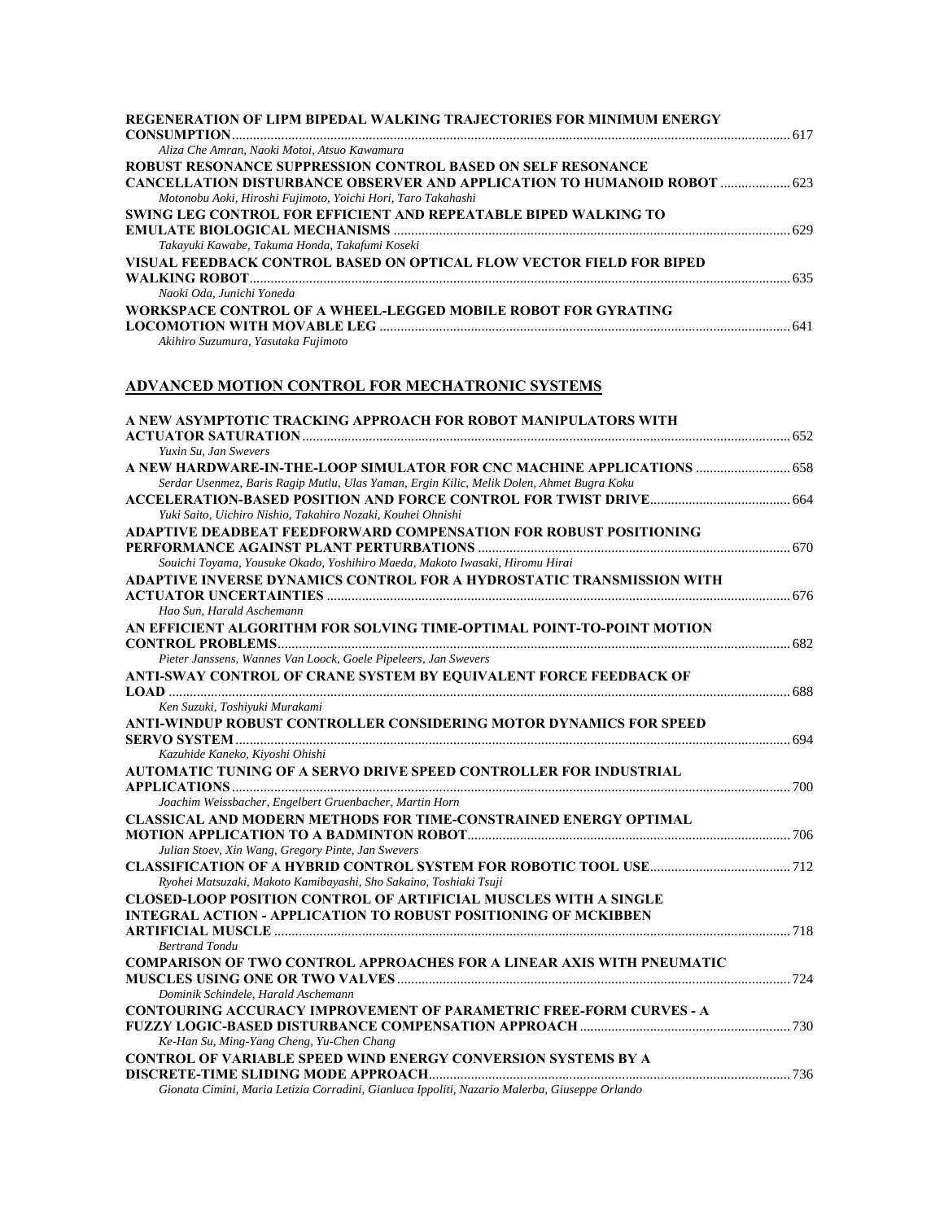**REGENERATION OF LIPM BIPEDAL WALKING TRAJECTORIES FOR MINIMUM ENERGY CONSUMPTION** ........ 617
*Aliza Che Amran, Naoki Motoi, Atsuo Kawamura*

**ROBUST RESONANCE SUPPRESSION CONTROL BASED ON SELF RESONANCE CANCELLATION DISTURBANCE OBSERVER AND APPLICATION TO HUMANOID ROBOT** ........ 623
*Motonobu Aoki, Hiroshi Fujimoto, Yoichi Hori, Taro Takahashi*

**SWING LEG CONTROL FOR EFFICIENT AND REPEATABLE BIPED WALKING TO EMULATE BIOLOGICAL MECHANISMS** ........ 629
*Takayuki Kawabe, Takuma Honda, Takafumi Koseki*

**VISUAL FEEDBACK CONTROL BASED ON OPTICAL FLOW VECTOR FIELD FOR BIPED WALKING ROBOT** ........ 635
*Naoki Oda, Junichi Yoneda*

**WORKSPACE CONTROL OF A WHEEL-LEGGED MOBILE ROBOT FOR GYRATING LOCOMOTION WITH MOVABLE LEG** ........ 641
*Akihiro Suzumura, Yasutaka Fujimoto*

## ADVANCED MOTION CONTROL FOR MECHATRONIC SYSTEMS

**A NEW ASYMPTOTIC TRACKING APPROACH FOR ROBOT MANIPULATORS WITH ACTUATOR SATURATION** ........ 652
*Yuxin Su, Jan Swevers*

**A NEW HARDWARE-IN-THE-LOOP SIMULATOR FOR CNC MACHINE APPLICATIONS** ........ 658
*Serdar Usenmez, Baris Ragip Mutlu, Ulas Yaman, Ergin Kilic, Melik Dolen, Ahmet Bugra Koku*

**ACCELERATION-BASED POSITION AND FORCE CONTROL FOR TWIST DRIVE** ........ 664
*Yuki Saito, Uichiro Nishio, Takahiro Nozaki, Kouhei Ohnishi*

**ADAPTIVE DEADBEAT FEEDFORWARD COMPENSATION FOR ROBUST POSITIONING PERFORMANCE AGAINST PLANT PERTURBATIONS** ........ 670
*Souichi Toyama, Yousuke Okado, Yoshihiro Maeda, Makoto Iwasaki, Hiromu Hirai*

**ADAPTIVE INVERSE DYNAMICS CONTROL FOR A HYDROSTATIC TRANSMISSION WITH ACTUATOR UNCERTAINTIES** ........ 676
*Hao Sun, Harald Aschemann*

**AN EFFICIENT ALGORITHM FOR SOLVING TIME-OPTIMAL POINT-TO-POINT MOTION CONTROL PROBLEMS** ........ 682
*Pieter Janssens, Wannes Van Loock, Goele Pipeleers, Jan Swevers*

**ANTI-SWAY CONTROL OF CRANE SYSTEM BY EQUIVALENT FORCE FEEDBACK OF LOAD** ........ 688
*Ken Suzuki, Toshiyuki Murakami*

**ANTI-WINDUP ROBUST CONTROLLER CONSIDERING MOTOR DYNAMICS FOR SPEED SERVO SYSTEM** ........ 694
*Kazuhide Kaneko, Kiyoshi Ohishi*

**AUTOMATIC TUNING OF A SERVO DRIVE SPEED CONTROLLER FOR INDUSTRIAL APPLICATIONS** ........ 700
*Joachim Weissbacher, Engelbert Gruenbacher, Martin Horn*

**CLASSICAL AND MODERN METHODS FOR TIME-CONSTRAINED ENERGY OPTIMAL MOTION APPLICATION TO A BADMINTON ROBOT** ........ 706
*Julian Stoev, Xin Wang, Gregory Pinte, Jan Swevers*

**CLASSIFICATION OF A HYBRID CONTROL SYSTEM FOR ROBOTIC TOOL USE** ........ 712
*Ryohei Matsuzaki, Makoto Kamibayashi, Sho Sakaino, Toshiaki Tsuji*

**CLOSED-LOOP POSITION CONTROL OF ARTIFICIAL MUSCLES WITH A SINGLE INTEGRAL ACTION - APPLICATION TO ROBUST POSITIONING OF MCKIBBEN ARTIFICIAL MUSCLE** ........ 718
*Bertrand Tondu*

**COMPARISON OF TWO CONTROL APPROACHES FOR A LINEAR AXIS WITH PNEUMATIC MUSCLES USING ONE OR TWO VALVES** ........ 724
*Dominik Schindele, Harald Aschemann*

**CONTOURING ACCURACY IMPROVEMENT OF PARAMETRIC FREE-FORM CURVES - A FUZZY LOGIC-BASED DISTURBANCE COMPENSATION APPROACH** ........ 730
*Ke-Han Su, Ming-Yang Cheng, Yu-Chen Chang*

**CONTROL OF VARIABLE SPEED WIND ENERGY CONVERSION SYSTEMS BY A DISCRETE-TIME SLIDING MODE APPROACH** ........ 736
*Gionata Cimini, Maria Letizia Corradini, Gianluca Ippoliti, Nazario Malerba, Giuseppe Orlando*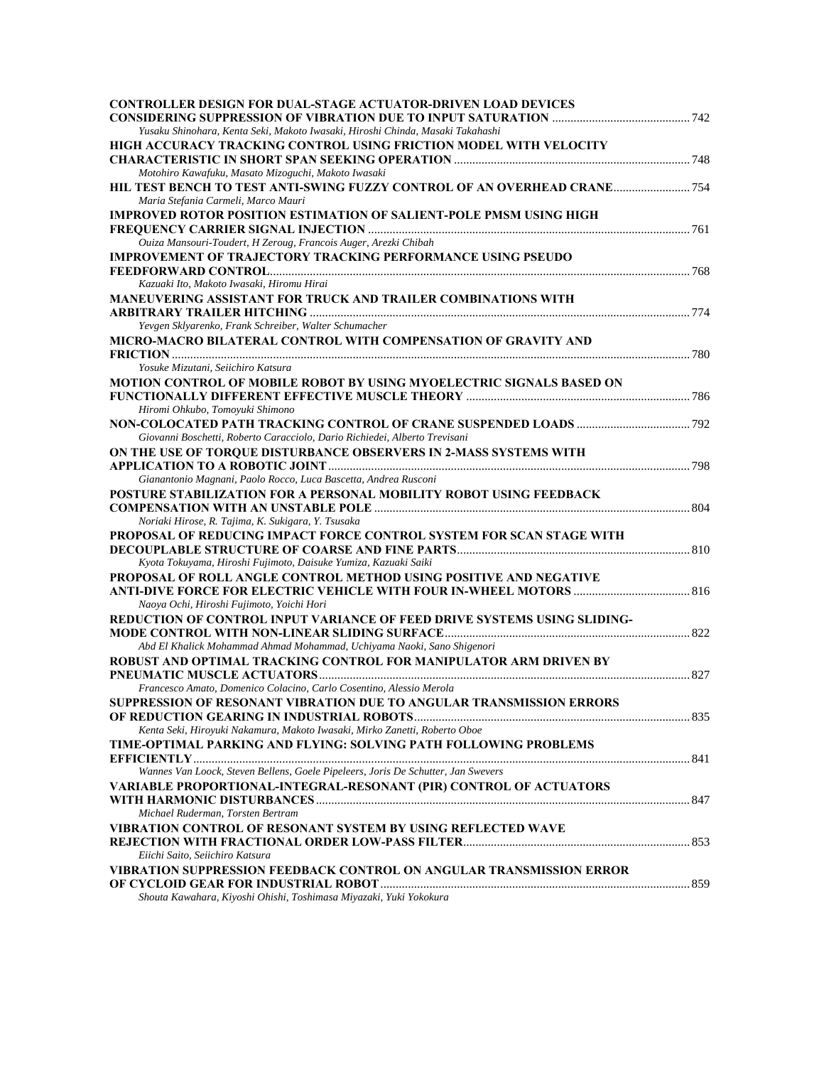**CONTROLLER DESIGN FOR DUAL-STAGE ACTUATOR-DRIVEN LOAD DEVICES CONSIDERING SUPPRESSION OF VIBRATION DUE TO INPUT SATURATION** ............................................ 742
*Yusaku Shinohara, Kenta Seki, Makoto Iwasaki, Hiroshi Chinda, Masaki Takahashi*

**HIGH ACCURACY TRACKING CONTROL USING FRICTION MODEL WITH VELOCITY CHARACTERISTIC IN SHORT SPAN SEEKING OPERATION** ............................................ 748
*Motohiro Kawafuku, Masato Mizoguchi, Makoto Iwasaki*

**HIL TEST BENCH TO TEST ANTI-SWING FUZZY CONTROL OF AN OVERHEAD CRANE** ........................ 754
*Maria Stefania Carmeli, Marco Mauri*

**IMPROVED ROTOR POSITION ESTIMATION OF SALIENT-POLE PMSM USING HIGH FREQUENCY CARRIER SIGNAL INJECTION** ............................................ 761
*Ouiza Mansouri-Toudert, H Zeroug, Francois Auger, Arezki Chibah*

**IMPROVEMENT OF TRAJECTORY TRACKING PERFORMANCE USING PSEUDO FEEDFORWARD CONTROL** ............................................ 768
*Kazuaki Ito, Makoto Iwasaki, Hiromu Hirai*

**MANEUVERING ASSISTANT FOR TRUCK AND TRAILER COMBINATIONS WITH ARBITRARY TRAILER HITCHING** ............................................ 774
*Yevgen Sklyarenko, Frank Schreiber, Walter Schumacher*

**MICRO-MACRO BILATERAL CONTROL WITH COMPENSATION OF GRAVITY AND FRICTION** ............................................ 780
*Yosuke Mizutani, Seiichiro Katsura*

**MOTION CONTROL OF MOBILE ROBOT BY USING MYOELECTRIC SIGNALS BASED ON FUNCTIONALLY DIFFERENT EFFECTIVE MUSCLE THEORY** ............................................ 786
*Hiromi Ohkubo, Tomoyuki Shimono*

**NON-COLOCATED PATH TRACKING CONTROL OF CRANE SUSPENDED LOADS** .................................... 792
*Giovanni Boschetti, Roberto Caracciolo, Dario Richiedei, Alberto Trevisani*

**ON THE USE OF TORQUE DISTURBANCE OBSERVERS IN 2-MASS SYSTEMS WITH APPLICATION TO A ROBOTIC JOINT** ............................................ 798
*Gianantonio Magnani, Paolo Rocco, Luca Bascetta, Andrea Rusconi*

**POSTURE STABILIZATION FOR A PERSONAL MOBILITY ROBOT USING FEEDBACK COMPENSATION WITH AN UNSTABLE POLE** ............................................ 804
*Noriaki Hirose, R. Tajima, K. Sukigara, Y. Tsusaka*

**PROPOSAL OF REDUCING IMPACT FORCE CONTROL SYSTEM FOR SCAN STAGE WITH DECOUPLABLE STRUCTURE OF COARSE AND FINE PARTS** ............................................ 810
*Kyota Tokuyama, Hiroshi Fujimoto, Daisuke Yumiza, Kazuaki Saiki*

**PROPOSAL OF ROLL ANGLE CONTROL METHOD USING POSITIVE AND NEGATIVE ANTI-DIVE FORCE FOR ELECTRIC VEHICLE WITH FOUR IN-WHEEL MOTORS** ..................................... 816
*Naoya Ochi, Hiroshi Fujimoto, Yoichi Hori*

**REDUCTION OF CONTROL INPUT VARIANCE OF FEED DRIVE SYSTEMS USING SLIDING-MODE CONTROL WITH NON-LINEAR SLIDING SURFACE** ............................................ 822
*Abd El Khalick Mohammad Ahmad Mohammad, Uchiyama Naoki, Sano Shigenori*

**ROBUST AND OPTIMAL TRACKING CONTROL FOR MANIPULATOR ARM DRIVEN BY PNEUMATIC MUSCLE ACTUATORS** ............................................ 827
*Francesco Amato, Domenico Colacino, Carlo Cosentino, Alessio Merola*

**SUPPRESSION OF RESONANT VIBRATION DUE TO ANGULAR TRANSMISSION ERRORS OF REDUCTION GEARING IN INDUSTRIAL ROBOTS** ............................................ 835
*Kenta Seki, Hiroyuki Nakamura, Makoto Iwasaki, Mirko Zanetti, Roberto Oboe*

**TIME-OPTIMAL PARKING AND FLYING: SOLVING PATH FOLLOWING PROBLEMS EFFICIENTLY** ............................................ 841
*Wannes Van Loock, Steven Bellens, Goele Pipeleers, Joris De Schutter, Jan Swevers*

**VARIABLE PROPORTIONAL-INTEGRAL-RESONANT (PIR) CONTROL OF ACTUATORS WITH HARMONIC DISTURBANCES** ............................................ 847
*Michael Ruderman, Torsten Bertram*

**VIBRATION CONTROL OF RESONANT SYSTEM BY USING REFLECTED WAVE REJECTION WITH FRACTIONAL ORDER LOW-PASS FILTER** ............................................ 853
*Eiichi Saito, Seiichiro Katsura*

**VIBRATION SUPPRESSION FEEDBACK CONTROL ON ANGULAR TRANSMISSION ERROR OF CYCLOID GEAR FOR INDUSTRIAL ROBOT** ............................................ 859
*Shouta Kawahara, Kiyoshi Ohishi, Toshimasa Miyazaki, Yuki Yokokura*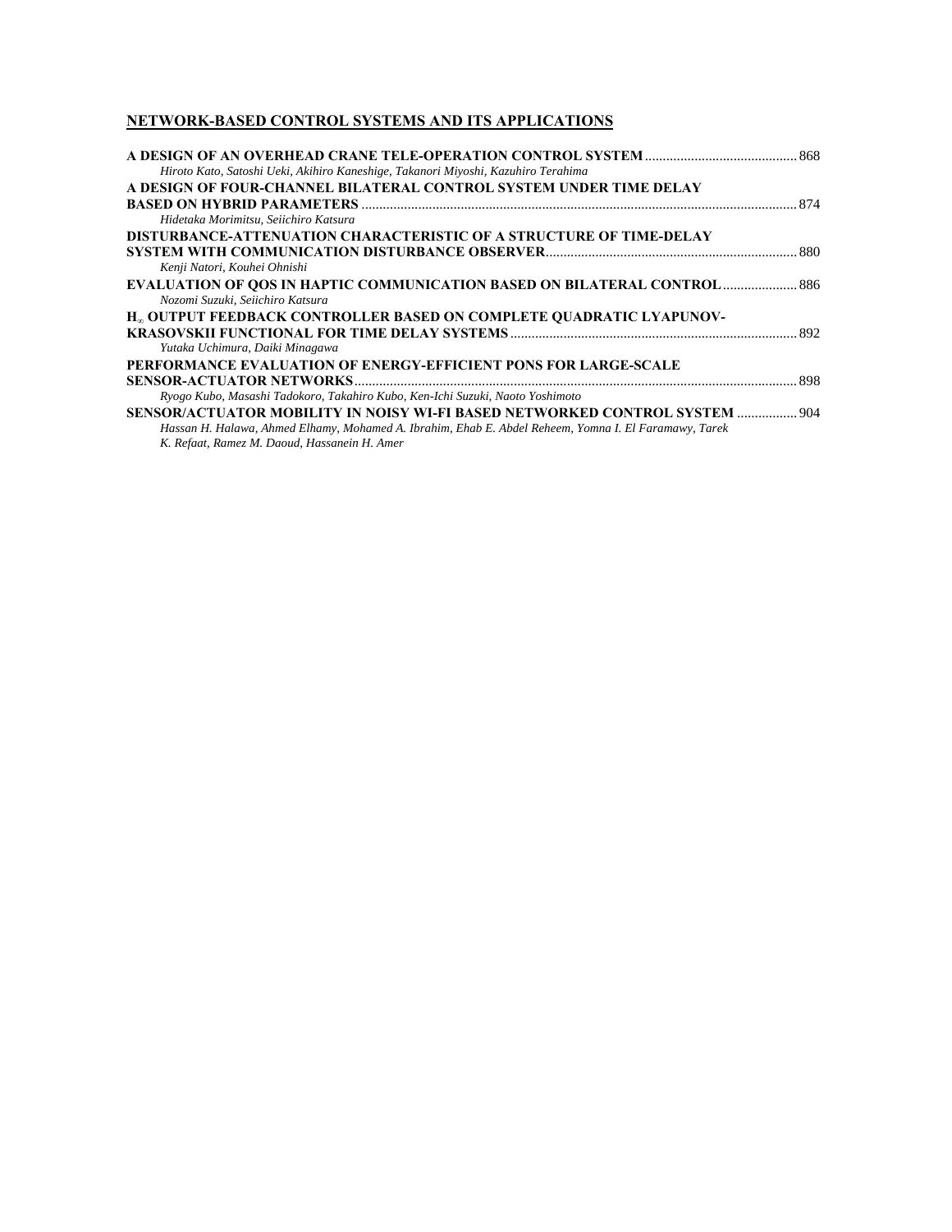## NETWORK-BASED CONTROL SYSTEMS AND ITS APPLICATIONS

**A DESIGN OF AN OVERHEAD CRANE TELE-OPERATION CONTROL SYSTEM** .......... 868
*Hiroto Kato, Satoshi Ueki, Akihiro Kaneshige, Takanori Miyoshi, Kazuhiro Terahima*

**A DESIGN OF FOUR-CHANNEL BILATERAL CONTROL SYSTEM UNDER TIME DELAY BASED ON HYBRID PARAMETERS** .......... 874
*Hidetaka Morimitsu, Seiichiro Katsura*

**DISTURBANCE-ATTENUATION CHARACTERISTIC OF A STRUCTURE OF TIME-DELAY SYSTEM WITH COMMUNICATION DISTURBANCE OBSERVER** .......... 880
*Kenji Natori, Kouhei Ohnishi*

**EVALUATION OF QOS IN HAPTIC COMMUNICATION BASED ON BILATERAL CONTROL** .......... 886
*Nozomi Suzuki, Seiichiro Katsura*

**$H_\infty$ OUTPUT FEEDBACK CONTROLLER BASED ON COMPLETE QUADRATIC LYAPUNOV-KRASOVSKII FUNCTIONAL FOR TIME DELAY SYSTEMS** .......... 892
*Yutaka Uchimura, Daiki Minagawa*

**PERFORMANCE EVALUATION OF ENERGY-EFFICIENT PONS FOR LARGE-SCALE SENSOR-ACTUATOR NETWORKS** .......... 898
*Ryogo Kubo, Masashi Tadokoro, Takahiro Kubo, Ken-Ichi Suzuki, Naoto Yoshimoto*

**SENSOR/ACTUATOR MOBILITY IN NOISY WI-FI BASED NETWORKED CONTROL SYSTEM** .......... 904
*Hassan H. Halawa, Ahmed Elhamy, Mohamed A. Ibrahim, Ehab E. Abdel Reheem, Yomna I. El Faramawy, Tarek K. Refaat, Ramez M. Daoud, Hassanein H. Amer*